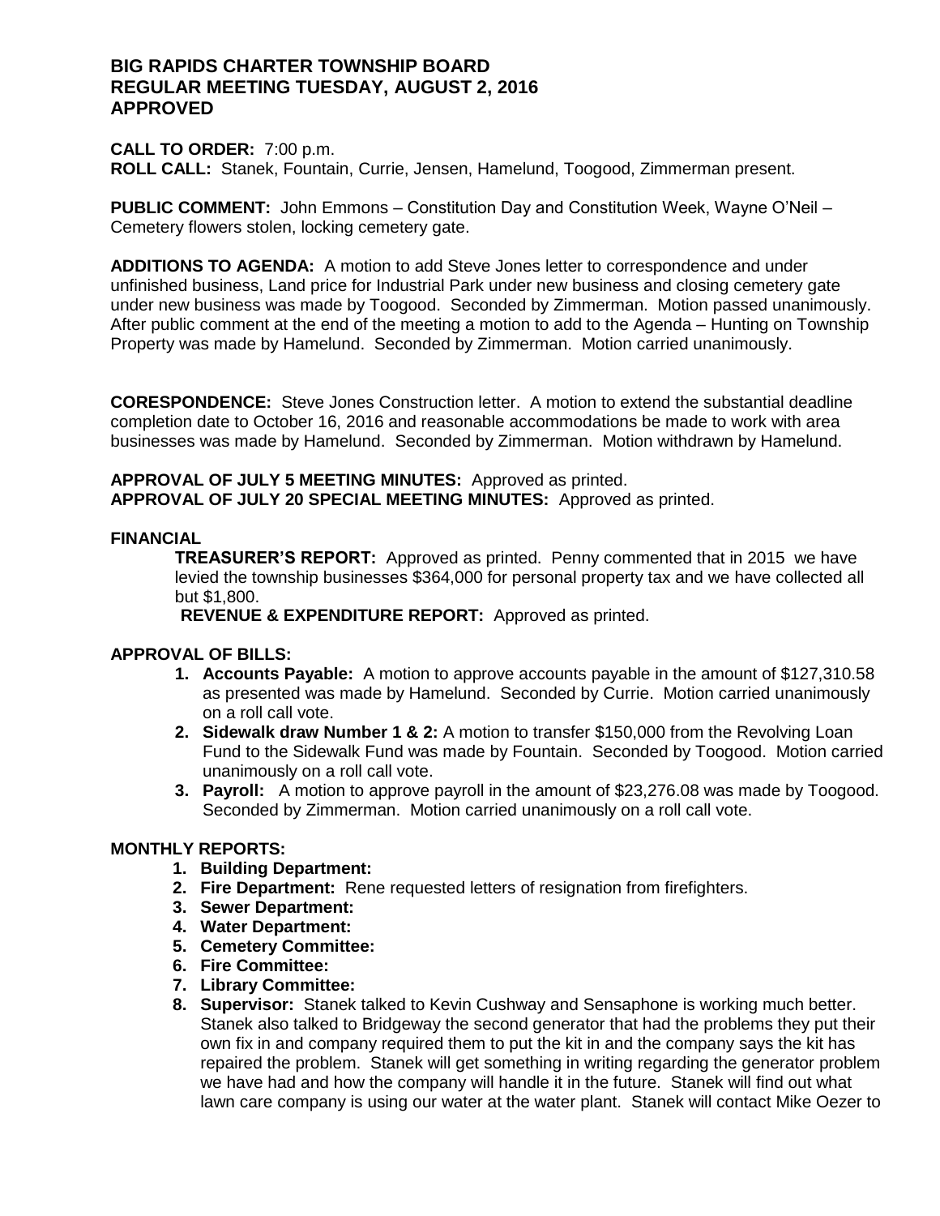# BIG RAPIDS CHARTER TOWNSHIP BOARD
# REGULAR MEETING TUESDAY, AUGUST 2, 2016
# APPROVED

**CALL TO ORDER:** 7:00 p.m.
**ROLL CALL:** Stanek, Fountain, Currie, Jensen, Hamelund, Toogood, Zimmerman present.

**PUBLIC COMMENT:** John Emmons – Constitution Day and Constitution Week, Wayne O'Neil – Cemetery flowers stolen, locking cemetery gate.

**ADDITIONS TO AGENDA:** A motion to add Steve Jones letter to correspondence and under unfinished business, Land price for Industrial Park under new business and closing cemetery gate under new business was made by Toogood. Seconded by Zimmerman. Motion passed unanimously. After public comment at the end of the meeting a motion to add to the Agenda – Hunting on Township Property was made by Hamelund. Seconded by Zimmerman. Motion carried unanimously.

**CORESPONDENCE:** Steve Jones Construction letter. A motion to extend the substantial deadline completion date to October 16, 2016 and reasonable accommodations be made to work with area businesses was made by Hamelund. Seconded by Zimmerman. Motion withdrawn by Hamelund.

**APPROVAL OF JULY 5 MEETING MINUTES:** Approved as printed.
**APPROVAL OF JULY 20 SPECIAL MEETING MINUTES:** Approved as printed.

**FINANCIAL**

**TREASURER'S REPORT:** Approved as printed. Penny commented that in 2015 we have levied the township businesses $364,000 for personal property tax and we have collected all but $1,800.

**REVENUE & EXPENDITURE REPORT:** Approved as printed.

**APPROVAL OF BILLS:**

1. **Accounts Payable:** A motion to approve accounts payable in the amount of $127,310.58 as presented was made by Hamelund. Seconded by Currie. Motion carried unanimously on a roll call vote.
2. **Sidewalk draw Number 1 & 2:** A motion to transfer $150,000 from the Revolving Loan Fund to the Sidewalk Fund was made by Fountain. Seconded by Toogood. Motion carried unanimously on a roll call vote.
3. **Payroll:** A motion to approve payroll in the amount of $23,276.08 was made by Toogood. Seconded by Zimmerman. Motion carried unanimously on a roll call vote.

**MONTHLY REPORTS:**

1. **Building Department:**
2. **Fire Department:** Rene requested letters of resignation from firefighters.
3. **Sewer Department:**
4. **Water Department:**
5. **Cemetery Committee:**
6. **Fire Committee:**
7. **Library Committee:**
8. **Supervisor:** Stanek talked to Kevin Cushway and Sensaphone is working much better. Stanek also talked to Bridgeway the second generator that had the problems they put their own fix in and company required them to put the kit in and the company says the kit has repaired the problem. Stanek will get something in writing regarding the generator problem we have had and how the company will handle it in the future. Stanek will find out what lawn care company is using our water at the water plant. Stanek will contact Mike Oezer to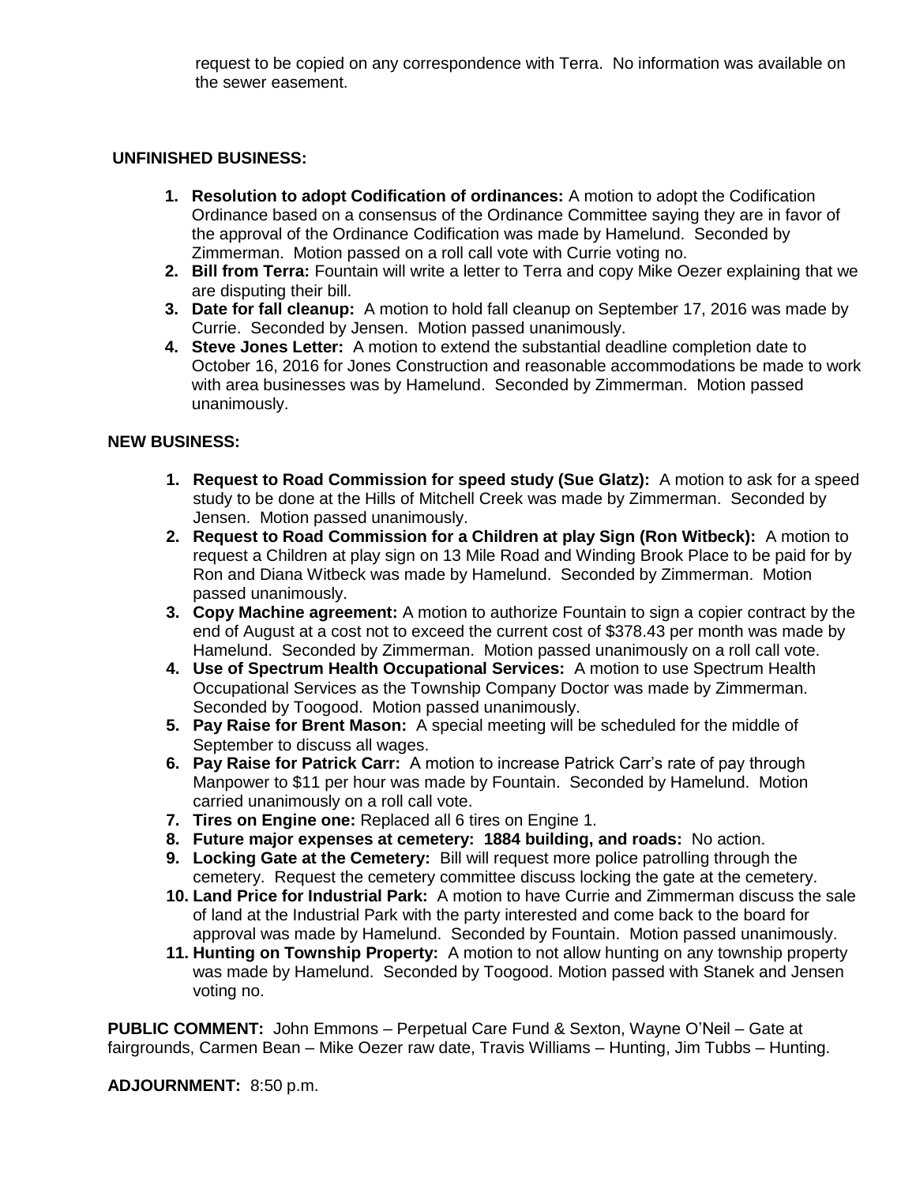request to be copied on any correspondence with Terra. No information was available on the sewer easement.

**UNFINISHED BUSINESS:**

1. **Resolution to adopt Codification of ordinances:** A motion to adopt the Codification Ordinance based on a consensus of the Ordinance Committee saying they are in favor of the approval of the Ordinance Codification was made by Hamelund. Seconded by Zimmerman. Motion passed on a roll call vote with Currie voting no.
2. **Bill from Terra:** Fountain will write a letter to Terra and copy Mike Oezer explaining that we are disputing their bill.
3. **Date for fall cleanup:** A motion to hold fall cleanup on September 17, 2016 was made by Currie. Seconded by Jensen. Motion passed unanimously.
4. **Steve Jones Letter:** A motion to extend the substantial deadline completion date to October 16, 2016 for Jones Construction and reasonable accommodations be made to work with area businesses was by Hamelund. Seconded by Zimmerman. Motion passed unanimously.

**NEW BUSINESS:**

1. **Request to Road Commission for speed study (Sue Glatz):** A motion to ask for a speed study to be done at the Hills of Mitchell Creek was made by Zimmerman. Seconded by Jensen. Motion passed unanimously.
2. **Request to Road Commission for a Children at play Sign (Ron Witbeck):** A motion to request a Children at play sign on 13 Mile Road and Winding Brook Place to be paid for by Ron and Diana Witbeck was made by Hamelund. Seconded by Zimmerman. Motion passed unanimously.
3. **Copy Machine agreement:** A motion to authorize Fountain to sign a copier contract by the end of August at a cost not to exceed the current cost of $378.43 per month was made by Hamelund. Seconded by Zimmerman. Motion passed unanimously on a roll call vote.
4. **Use of Spectrum Health Occupational Services:** A motion to use Spectrum Health Occupational Services as the Township Company Doctor was made by Zimmerman. Seconded by Toogood. Motion passed unanimously.
5. **Pay Raise for Brent Mason:** A special meeting will be scheduled for the middle of September to discuss all wages.
6. **Pay Raise for Patrick Carr:** A motion to increase Patrick Carr's rate of pay through Manpower to $11 per hour was made by Fountain. Seconded by Hamelund. Motion carried unanimously on a roll call vote.
7. **Tires on Engine one:** Replaced all 6 tires on Engine 1.
8. **Future major expenses at cemetery: 1884 building, and roads:** No action.
9. **Locking Gate at the Cemetery:** Bill will request more police patrolling through the cemetery. Request the cemetery committee discuss locking the gate at the cemetery.
10. **Land Price for Industrial Park:** A motion to have Currie and Zimmerman discuss the sale of land at the Industrial Park with the party interested and come back to the board for approval was made by Hamelund. Seconded by Fountain. Motion passed unanimously.
11. **Hunting on Township Property:** A motion to not allow hunting on any township property was made by Hamelund. Seconded by Toogood. Motion passed with Stanek and Jensen voting no.

**PUBLIC COMMENT:** John Emmons – Perpetual Care Fund & Sexton, Wayne O'Neil – Gate at fairgrounds, Carmen Bean – Mike Oezer raw date, Travis Williams – Hunting, Jim Tubbs – Hunting.

**ADJOURNMENT:** 8:50 p.m.